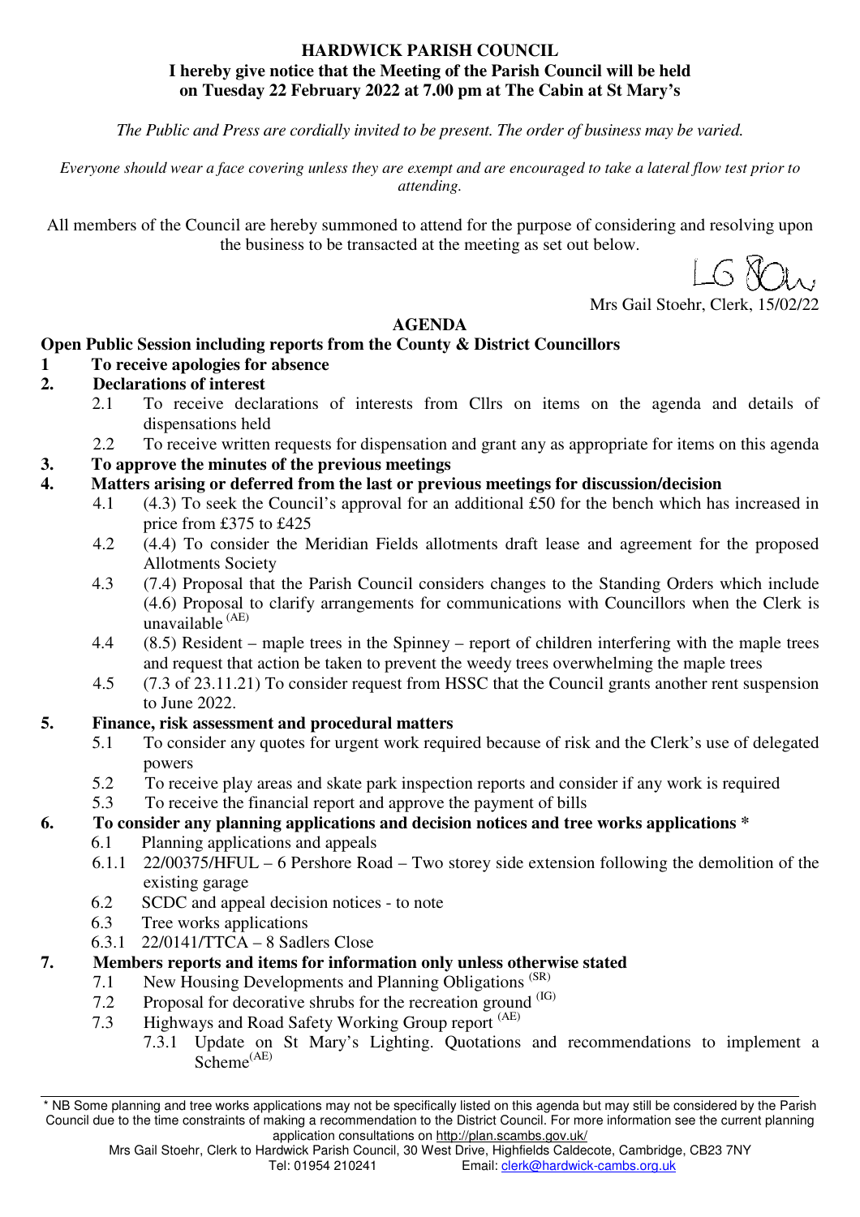**HARDWICK PARISH COUNCIL**
**I hereby give notice that the Meeting of the Parish Council will be held on Tuesday 22 February 2022 at 7.00 pm at The Cabin at St Mary's**

*The Public and Press are cordially invited to be present. The order of business may be varied.*

*Everyone should wear a face covering unless they are exempt and are encouraged to take a lateral flow test prior to attending.*

All members of the Council are hereby summoned to attend for the purpose of considering and resolving upon the business to be transacted at the meeting as set out below.

Mrs Gail Stoehr, Clerk, 15/02/22

## AGENDA

**Open Public Session including reports from the County & District Councillors**

**1 To receive apologies for absence**

**2. Declarations of interest**

2.1 To receive declarations of interests from Cllrs on items on the agenda and details of dispensations held

2.2 To receive written requests for dispensation and grant any as appropriate for items on this agenda

**3. To approve the minutes of the previous meetings**

**4. Matters arising or deferred from the last or previous meetings for discussion/decision**

4.1 (4.3) To seek the Council's approval for an additional £50 for the bench which has increased in price from £375 to £425

4.2 (4.4) To consider the Meridian Fields allotments draft lease and agreement for the proposed Allotments Society

4.3 (7.4) Proposal that the Parish Council considers changes to the Standing Orders which include (4.6) Proposal to clarify arrangements for communications with Councillors when the Clerk is unavailable (AE)

4.4 (8.5) Resident – maple trees in the Spinney – report of children interfering with the maple trees and request that action be taken to prevent the weedy trees overwhelming the maple trees

4.5 (7.3 of 23.11.21) To consider request from HSSC that the Council grants another rent suspension to June 2022.

**5. Finance, risk assessment and procedural matters**

5.1 To consider any quotes for urgent work required because of risk and the Clerk's use of delegated powers

5.2 To receive play areas and skate park inspection reports and consider if any work is required

5.3 To receive the financial report and approve the payment of bills

**6. To consider any planning applications and decision notices and tree works applications \***

6.1 Planning applications and appeals

6.1.1 22/00375/HFUL – 6 Pershore Road – Two storey side extension following the demolition of the existing garage

6.2 SCDC and appeal decision notices - to note

6.3 Tree works applications

6.3.1 22/0141/TTCA – 8 Sadlers Close

**7. Members reports and items for information only unless otherwise stated**

7.1 New Housing Developments and Planning Obligations (SR)

7.2 Proposal for decorative shrubs for the recreation ground (IG)

7.3 Highways and Road Safety Working Group report (AE)

7.3.1 Update on St Mary's Lighting. Quotations and recommendations to implement a Scheme (AE)

---

\* NB Some planning and tree works applications may not be specifically listed on this agenda but may still be considered by the Parish Council due to the time constraints of making a recommendation to the District Council. For more information see the current planning application consultations on http://plan.scambs.gov.uk/

Mrs Gail Stoehr, Clerk to Hardwick Parish Council, 30 West Drive, Highfields Caldecote, Cambridge, CB23 7NY
Tel: 01954 210241 Email: clerk@hardwick-cambs.org.uk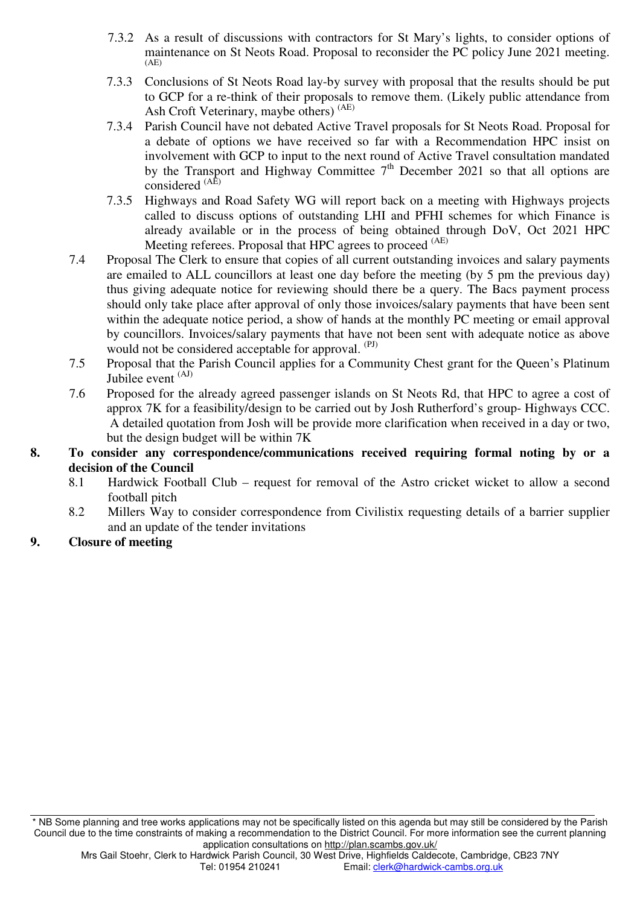7.3.2 As a result of discussions with contractors for St Mary's lights, to consider options of maintenance on St Neots Road. Proposal to reconsider the PC policy June 2021 meeting. (AE)

7.3.3 Conclusions of St Neots Road lay-by survey with proposal that the results should be put to GCP for a re-think of their proposals to remove them. (Likely public attendance from Ash Croft Veterinary, maybe others) (AE)

7.3.4 Parish Council have not debated Active Travel proposals for St Neots Road. Proposal for a debate of options we have received so far with a Recommendation HPC insist on involvement with GCP to input to the next round of Active Travel consultation mandated by the Transport and Highway Committee 7th December 2021 so that all options are considered (AE)

7.3.5 Highways and Road Safety WG will report back on a meeting with Highways projects called to discuss options of outstanding LHI and PFHI schemes for which Finance is already available or in the process of being obtained through DoV, Oct 2021 HPC Meeting referees. Proposal that HPC agrees to proceed (AE)

7.4 Proposal The Clerk to ensure that copies of all current outstanding invoices and salary payments are emailed to ALL councillors at least one day before the meeting (by 5 pm the previous day) thus giving adequate notice for reviewing should there be a query. The Bacs payment process should only take place after approval of only those invoices/salary payments that have been sent within the adequate notice period, a show of hands at the monthly PC meeting or email approval by councillors. Invoices/salary payments that have not been sent with adequate notice as above would not be considered acceptable for approval. (PJ)

7.5 Proposal that the Parish Council applies for a Community Chest grant for the Queen's Platinum Jubilee event (AJ)

7.6 Proposed for the already agreed passenger islands on St Neots Rd, that HPC to agree a cost of approx 7K for a feasibility/design to be carried out by Josh Rutherford's group- Highways CCC. A detailed quotation from Josh will be provide more clarification when received in a day or two, but the design budget will be within 7K

**8. To consider any correspondence/communications received requiring formal noting by or a decision of the Council**

8.1 Hardwick Football Club – request for removal of the Astro cricket wicket to allow a second football pitch

8.2 Millers Way to consider correspondence from Civilistix requesting details of a barrier supplier and an update of the tender invitations

**9. Closure of meeting**

* NB Some planning and tree works applications may not be specifically listed on this agenda but may still be considered by the Parish Council due to the time constraints of making a recommendation to the District Council. For more information see the current planning application consultations on http://plan.scambs.gov.uk/

Mrs Gail Stoehr, Clerk to Hardwick Parish Council, 30 West Drive, Highfields Caldecote, Cambridge, CB23 7NY
Tel: 01954 210241 Email: clerk@hardwick-cambs.org.uk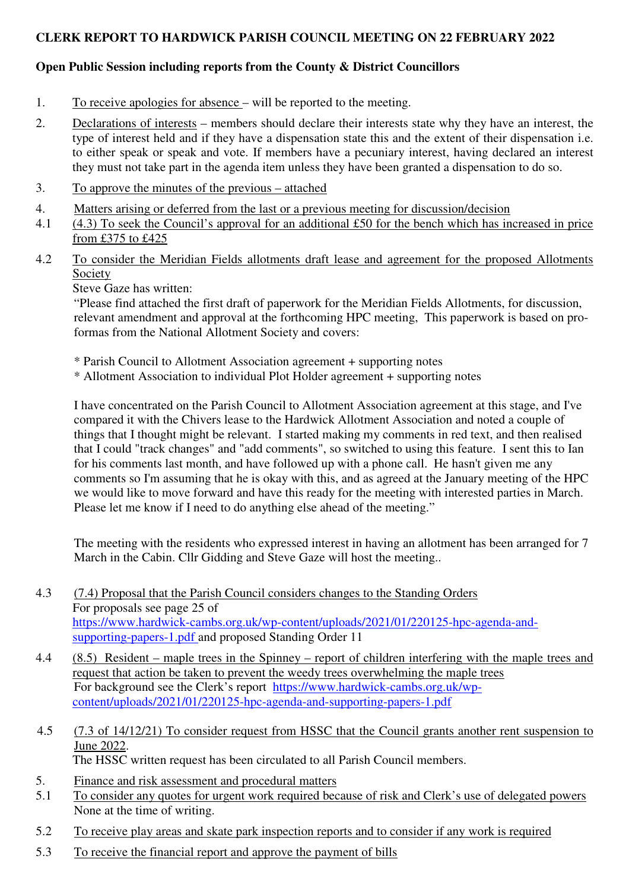**CLERK REPORT TO HARDWICK PARISH COUNCIL MEETING ON 22 FEBRUARY 2022**

**Open Public Session including reports from the County & District Councillors**

1. To receive apologies for absence – will be reported to the meeting.

2. Declarations of interests – members should declare their interests state why they have an interest, the type of interest held and if they have a dispensation state this and the extent of their dispensation i.e. to either speak or speak and vote. If members have a pecuniary interest, having declared an interest they must not take part in the agenda item unless they have been granted a dispensation to do so.

3. To approve the minutes of the previous – attached

4. Matters arising or deferred from the last or a previous meeting for discussion/decision

4.1 (4.3) To seek the Council's approval for an additional £50 for the bench which has increased in price from £375 to £425

4.2 To consider the Meridian Fields allotments draft lease and agreement for the proposed Allotments Society

Steve Gaze has written:

"Please find attached the first draft of paperwork for the Meridian Fields Allotments, for discussion, relevant amendment and approval at the forthcoming HPC meeting, This paperwork is based on pro-formas from the National Allotment Society and covers:

* Parish Council to Allotment Association agreement + supporting notes
* Allotment Association to individual Plot Holder agreement + supporting notes

I have concentrated on the Parish Council to Allotment Association agreement at this stage, and I've compared it with the Chivers lease to the Hardwick Allotment Association and noted a couple of things that I thought might be relevant. I started making my comments in red text, and then realised that I could "track changes" and "add comments", so switched to using this feature. I sent this to Ian for his comments last month, and have followed up with a phone call. He hasn't given me any comments so I'm assuming that he is okay with this, and as agreed at the January meeting of the HPC we would like to move forward and have this ready for the meeting with interested parties in March. Please let me know if I need to do anything else ahead of the meeting."

The meeting with the residents who expressed interest in having an allotment has been arranged for 7 March in the Cabin. Cllr Gidding and Steve Gaze will host the meeting..

4.3 (7.4) Proposal that the Parish Council considers changes to the Standing Orders

For proposals see page 25 of https://www.hardwick-cambs.org.uk/wp-content/uploads/2021/01/220125-hpc-agenda-and-supporting-papers-1.pdf and proposed Standing Order 11

4.4 (8.5) Resident – maple trees in the Spinney – report of children interfering with the maple trees and request that action be taken to prevent the weedy trees overwhelming the maple trees

For background see the Clerk's report https://www.hardwick-cambs.org.uk/wp-content/uploads/2021/01/220125-hpc-agenda-and-supporting-papers-1.pdf

4.5 (7.3 of 14/12/21) To consider request from HSSC that the Council grants another rent suspension to June 2022.

The HSSC written request has been circulated to all Parish Council members.

5. Finance and risk assessment and procedural matters

5.1 To consider any quotes for urgent work required because of risk and Clerk's use of delegated powers

None at the time of writing.

5.2 To receive play areas and skate park inspection reports and to consider if any work is required

5.3 To receive the financial report and approve the payment of bills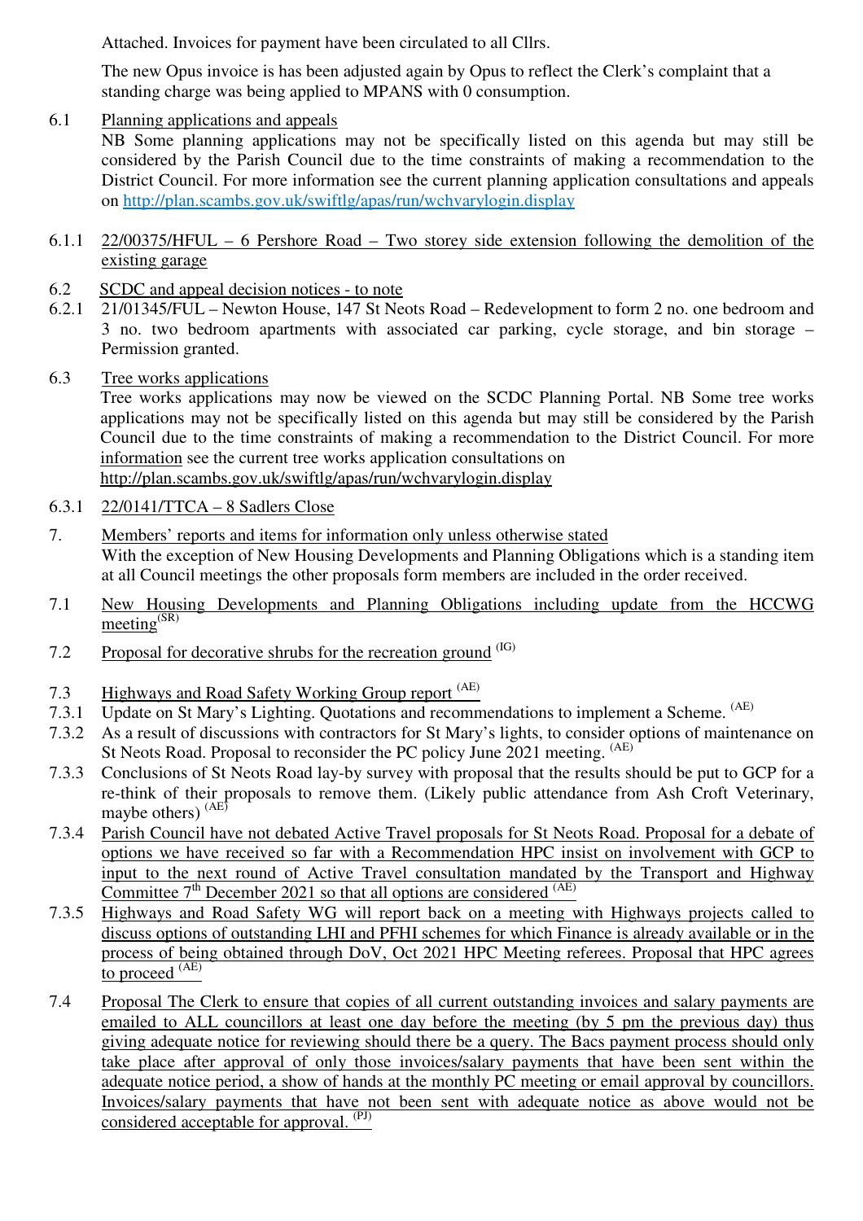Attached. Invoices for payment have been circulated to all Cllrs.

The new Opus invoice is has been adjusted again by Opus to reflect the Clerk's complaint that a standing charge was being applied to MPANS with 0 consumption.

6.1 Planning applications and appeals

NB Some planning applications may not be specifically listed on this agenda but may still be considered by the Parish Council due to the time constraints of making a recommendation to the District Council. For more information see the current planning application consultations and appeals on http://plan.scambs.gov.uk/swiftlg/apas/run/wchvarylogin.display

6.1.1 22/00375/HFUL – 6 Pershore Road – Two storey side extension following the demolition of the existing garage

6.2 SCDC and appeal decision notices - to note

6.2.1 21/01345/FUL – Newton House, 147 St Neots Road – Redevelopment to form 2 no. one bedroom and 3 no. two bedroom apartments with associated car parking, cycle storage, and bin storage – Permission granted.

6.3 Tree works applications

Tree works applications may now be viewed on the SCDC Planning Portal. NB Some tree works applications may not be specifically listed on this agenda but may still be considered by the Parish Council due to the time constraints of making a recommendation to the District Council. For more information see the current tree works application consultations on http://plan.scambs.gov.uk/swiftlg/apas/run/wchvarylogin.display

6.3.1 22/0141/TTCA – 8 Sadlers Close

7. Members' reports and items for information only unless otherwise stated

With the exception of New Housing Developments and Planning Obligations which is a standing item at all Council meetings the other proposals form members are included in the order received.

7.1 New Housing Developments and Planning Obligations including update from the HCCWG meeting (SR)

7.2 Proposal for decorative shrubs for the recreation ground (IG)

7.3 Highways and Road Safety Working Group report (AE)

7.3.1 Update on St Mary's Lighting. Quotations and recommendations to implement a Scheme. (AE)

7.3.2 As a result of discussions with contractors for St Mary's lights, to consider options of maintenance on St Neots Road. Proposal to reconsider the PC policy June 2021 meeting. (AE)

7.3.3 Conclusions of St Neots Road lay-by survey with proposal that the results should be put to GCP for a re-think of their proposals to remove them. (Likely public attendance from Ash Croft Veterinary, maybe others) (AE)

7.3.4 Parish Council have not debated Active Travel proposals for St Neots Road. Proposal for a debate of options we have received so far with a Recommendation HPC insist on involvement with GCP to input to the next round of Active Travel consultation mandated by the Transport and Highway Committee 7th December 2021 so that all options are considered (AE)

7.3.5 Highways and Road Safety WG will report back on a meeting with Highways projects called to discuss options of outstanding LHI and PFHI schemes for which Finance is already available or in the process of being obtained through DoV, Oct 2021 HPC Meeting referees. Proposal that HPC agrees to proceed (AE)

7.4 Proposal The Clerk to ensure that copies of all current outstanding invoices and salary payments are emailed to ALL councillors at least one day before the meeting (by 5 pm the previous day) thus giving adequate notice for reviewing should there be a query. The Bacs payment process should only take place after approval of only those invoices/salary payments that have been sent within the adequate notice period, a show of hands at the monthly PC meeting or email approval by councillors. Invoices/salary payments that have not been sent with adequate notice as above would not be considered acceptable for approval. (PJ)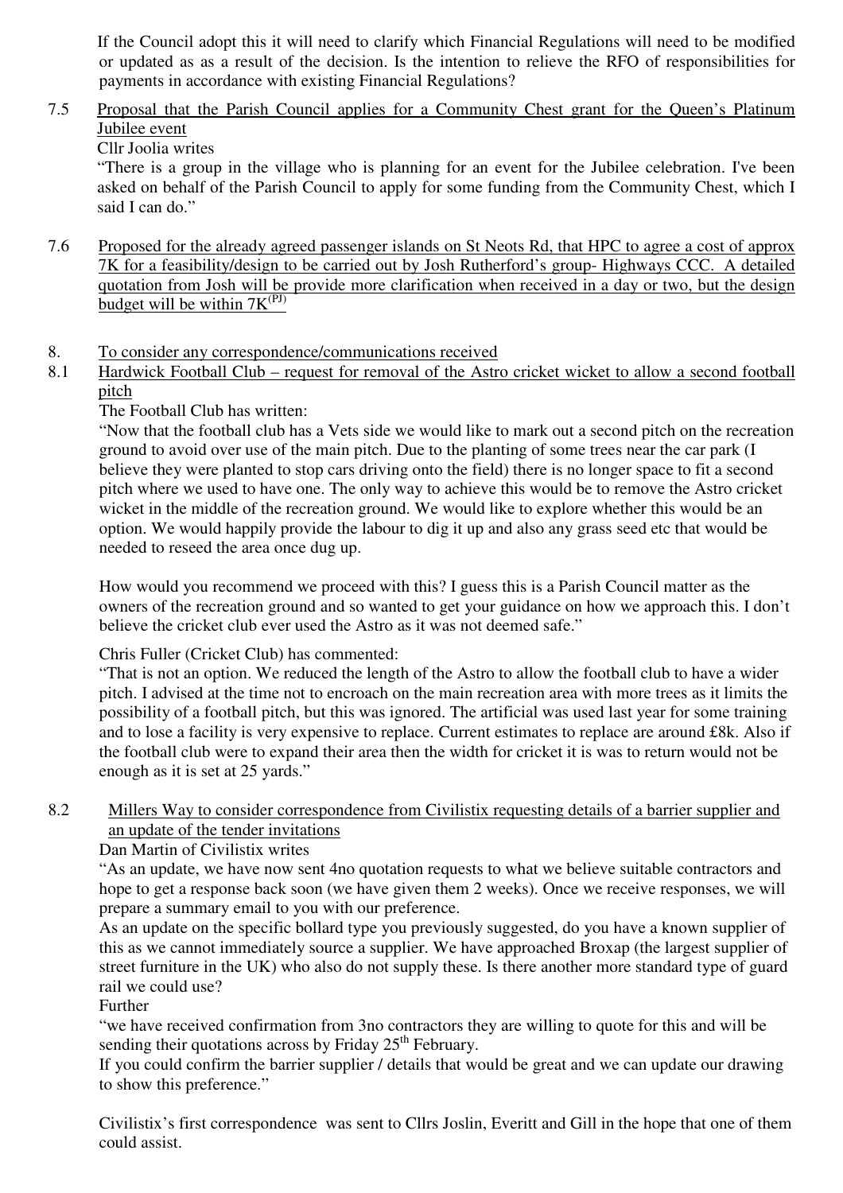If the Council adopt this it will need to clarify which Financial Regulations will need to be modified or updated as as a result of the decision. Is the intention to relieve the RFO of responsibilities for payments in accordance with existing Financial Regulations?

7.5 Proposal that the Parish Council applies for a Community Chest grant for the Queen's Platinum Jubilee event

Cllr Joolia writes

"There is a group in the village who is planning for an event for the Jubilee celebration. I've been asked on behalf of the Parish Council to apply for some funding from the Community Chest, which I said I can do."

7.6 Proposed for the already agreed passenger islands on St Neots Rd, that HPC to agree a cost of approx 7K for a feasibility/design to be carried out by Josh Rutherford's group- Highways CCC. A detailed quotation from Josh will be provide more clarification when received in a day or two, but the design budget will be within 7K(PJ)

8. To consider any correspondence/communications received

8.1 Hardwick Football Club – request for removal of the Astro cricket wicket to allow a second football pitch

The Football Club has written:

"Now that the football club has a Vets side we would like to mark out a second pitch on the recreation ground to avoid over use of the main pitch. Due to the planting of some trees near the car park (I believe they were planted to stop cars driving onto the field) there is no longer space to fit a second pitch where we used to have one. The only way to achieve this would be to remove the Astro cricket wicket in the middle of the recreation ground. We would like to explore whether this would be an option. We would happily provide the labour to dig it up and also any grass seed etc that would be needed to reseed the area once dug up.

How would you recommend we proceed with this? I guess this is a Parish Council matter as the owners of the recreation ground and so wanted to get your guidance on how we approach this. I don't believe the cricket club ever used the Astro as it was not deemed safe."

Chris Fuller (Cricket Club) has commented:

"That is not an option. We reduced the length of the Astro to allow the football club to have a wider pitch. I advised at the time not to encroach on the main recreation area with more trees as it limits the possibility of a football pitch, but this was ignored. The artificial was used last year for some training and to lose a facility is very expensive to replace. Current estimates to replace are around £8k. Also if the football club were to expand their area then the width for cricket it is was to return would not be enough as it is set at 25 yards."

8.2 Millers Way to consider correspondence from Civilistix requesting details of a barrier supplier and an update of the tender invitations

Dan Martin of Civilistix writes

"As an update, we have now sent 4no quotation requests to what we believe suitable contractors and hope to get a response back soon (we have given them 2 weeks). Once we receive responses, we will prepare a summary email to you with our preference.

As an update on the specific bollard type you previously suggested, do you have a known supplier of this as we cannot immediately source a supplier. We have approached Broxap (the largest supplier of street furniture in the UK) who also do not supply these. Is there another more standard type of guard rail we could use?

Further

"we have received confirmation from 3no contractors they are willing to quote for this and will be sending their quotations across by Friday 25th February.

If you could confirm the barrier supplier / details that would be great and we can update our drawing to show this preference."

Civilistix's first correspondence was sent to Cllrs Joslin, Everitt and Gill in the hope that one of them could assist.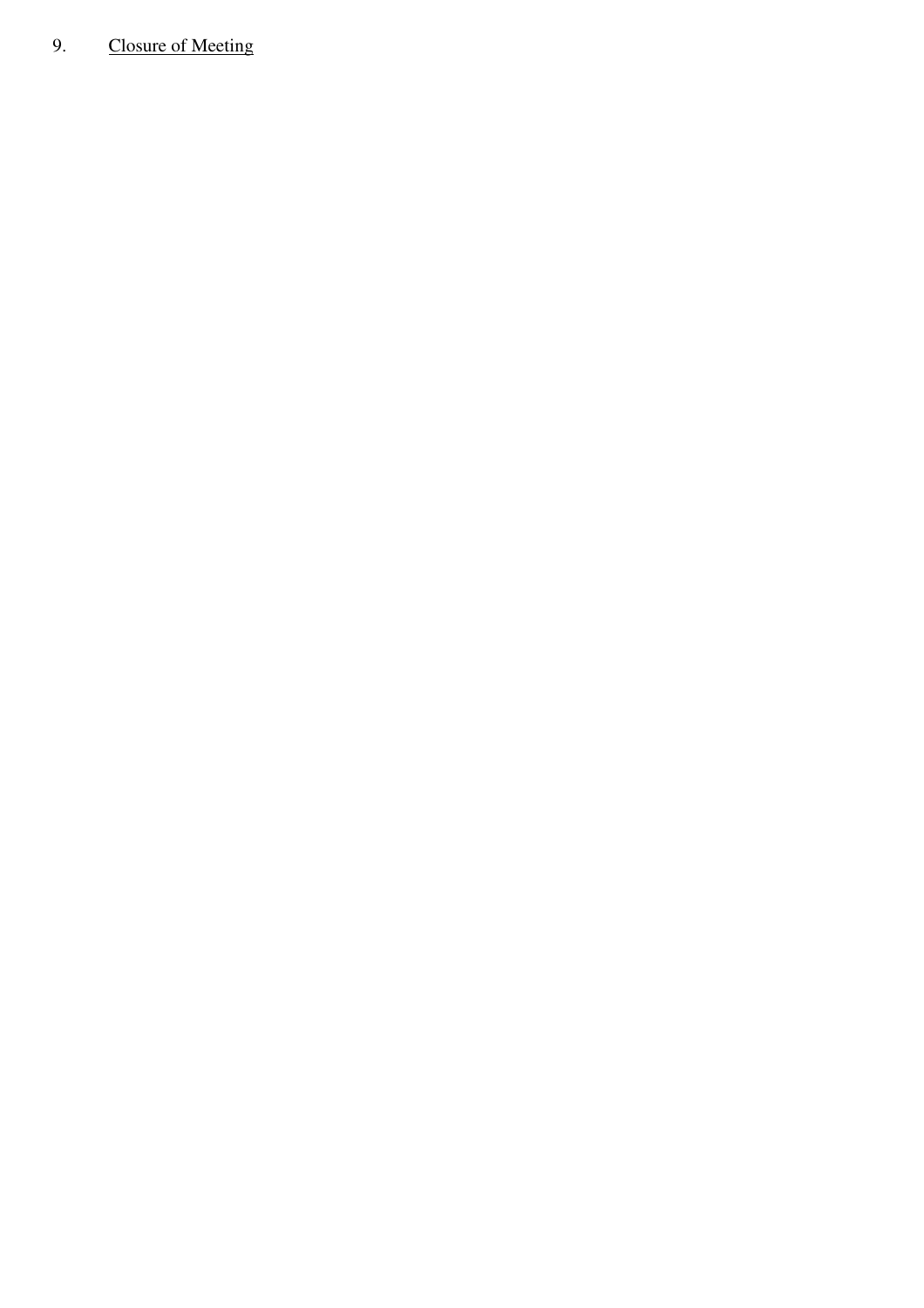9. <u>Closure of Meeting</u>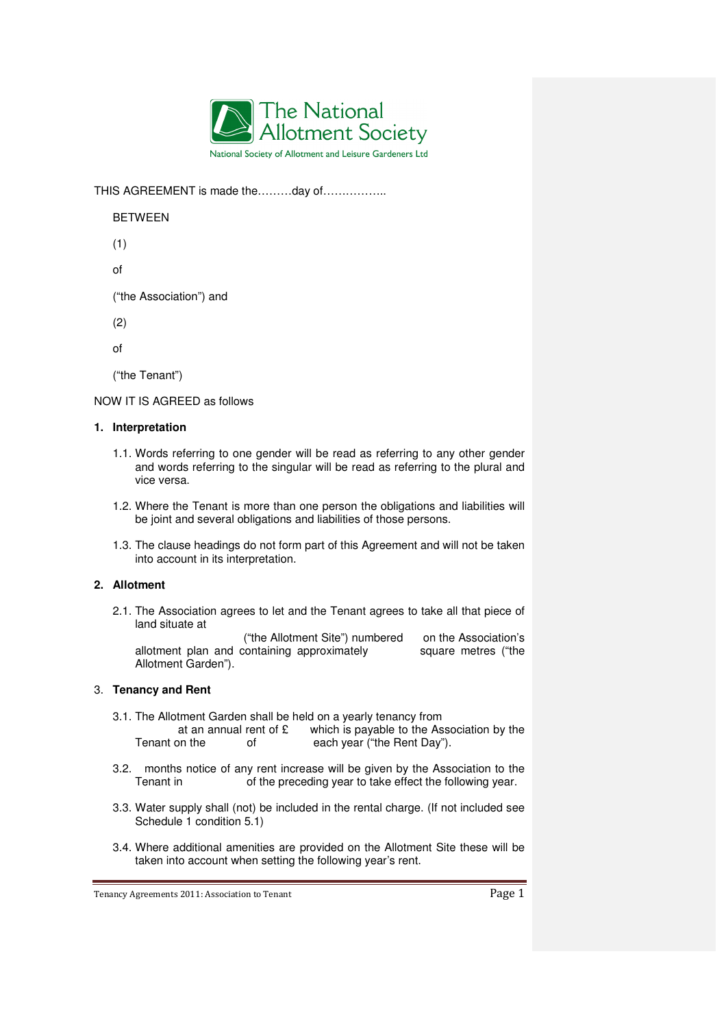The National Allotment Society

National Society of Allotment and Leisure Gardeners Ltd

THIS AGREEMENT is made the………day of……………..

BETWEEN

(1)

of

("the Association") and

(2)

of

("the Tenant")

NOW IT IS AGREED as follows

## 1. Interpretation

1.1. Words referring to one gender will be read as referring to any other gender and words referring to the singular will be read as referring to the plural and vice versa.

1.2. Where the Tenant is more than one person the obligations and liabilities will be joint and several obligations and liabilities of those persons.

1.3. The clause headings do not form part of this Agreement and will not be taken into account in its interpretation.

## 2. Allotment

2.1. The Association agrees to let and the Tenant agrees to take all that piece of land situate at ("the Allotment Site") numbered on the Association's allotment plan and containing approximately square metres ("the Allotment Garden").

## 3. Tenancy and Rent

3.1. The Allotment Garden shall be held on a yearly tenancy from at an annual rent of £ which is payable to the Association by the Tenant on the of each year ("the Rent Day").

3.2. months notice of any rent increase will be given by the Association to the Tenant in of the preceding year to take effect the following year.

3.3. Water supply shall (not) be included in the rental charge. (If not included see Schedule 1 condition 5.1)

3.4. Where additional amenities are provided on the Allotment Site these will be taken into account when setting the following year's rent.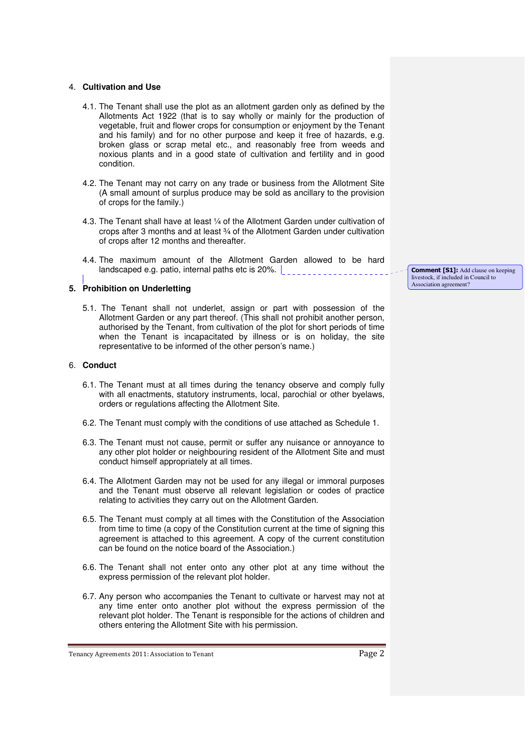4. **Cultivation and Use**

 4.1. The Tenant shall use the plot as an allotment garden only as defined by the Allotments Act 1922 (that is to say wholly or mainly for the production of vegetable, fruit and flower crops for consumption or enjoyment by the Tenant and his family) and for no other purpose and keep it free of hazards, e.g. broken glass or scrap metal etc., and reasonably free from weeds and noxious plants and in a good state of cultivation and fertility and in good condition.

 4.2. The Tenant may not carry on any trade or business from the Allotment Site (A small amount of surplus produce may be sold as ancillary to the provision of crops for the family.)

 4.3. The Tenant shall have at least ¼ of the Allotment Garden under cultivation of crops after 3 months and at least ¾ of the Allotment Garden under cultivation of crops after 12 months and thereafter.

 4.4. The maximum amount of the Allotment Garden allowed to be hard landscaped e.g. patio, internal paths etc is 20%.

**Comment [S1]:** Add clause on keeping livestock, if included in Council to Association agreement?

5. **Prohibition on Underletting**

 5.1. The Tenant shall not underlet, assign or part with possession of the Allotment Garden or any part thereof. (This shall not prohibit another person, authorised by the Tenant, from cultivation of the plot for short periods of time when the Tenant is incapacitated by illness or is on holiday, the site representative to be informed of the other person's name.)

6. **Conduct**

 6.1. The Tenant must at all times during the tenancy observe and comply fully with all enactments, statutory instruments, local, parochial or other byelaws, orders or regulations affecting the Allotment Site.

 6.2. The Tenant must comply with the conditions of use attached as Schedule 1.

 6.3. The Tenant must not cause, permit or suffer any nuisance or annoyance to any other plot holder or neighbouring resident of the Allotment Site and must conduct himself appropriately at all times.

 6.4. The Allotment Garden may not be used for any illegal or immoral purposes and the Tenant must observe all relevant legislation or codes of practice relating to activities they carry out on the Allotment Garden.

 6.5. The Tenant must comply at all times with the Constitution of the Association from time to time (a copy of the Constitution current at the time of signing this agreement is attached to this agreement. A copy of the current constitution can be found on the notice board of the Association.)

 6.6. The Tenant shall not enter onto any other plot at any time without the express permission of the relevant plot holder.

 6.7. Any person who accompanies the Tenant to cultivate or harvest may not at any time enter onto another plot without the express permission of the relevant plot holder. The Tenant is responsible for the actions of children and others entering the Allotment Site with his permission.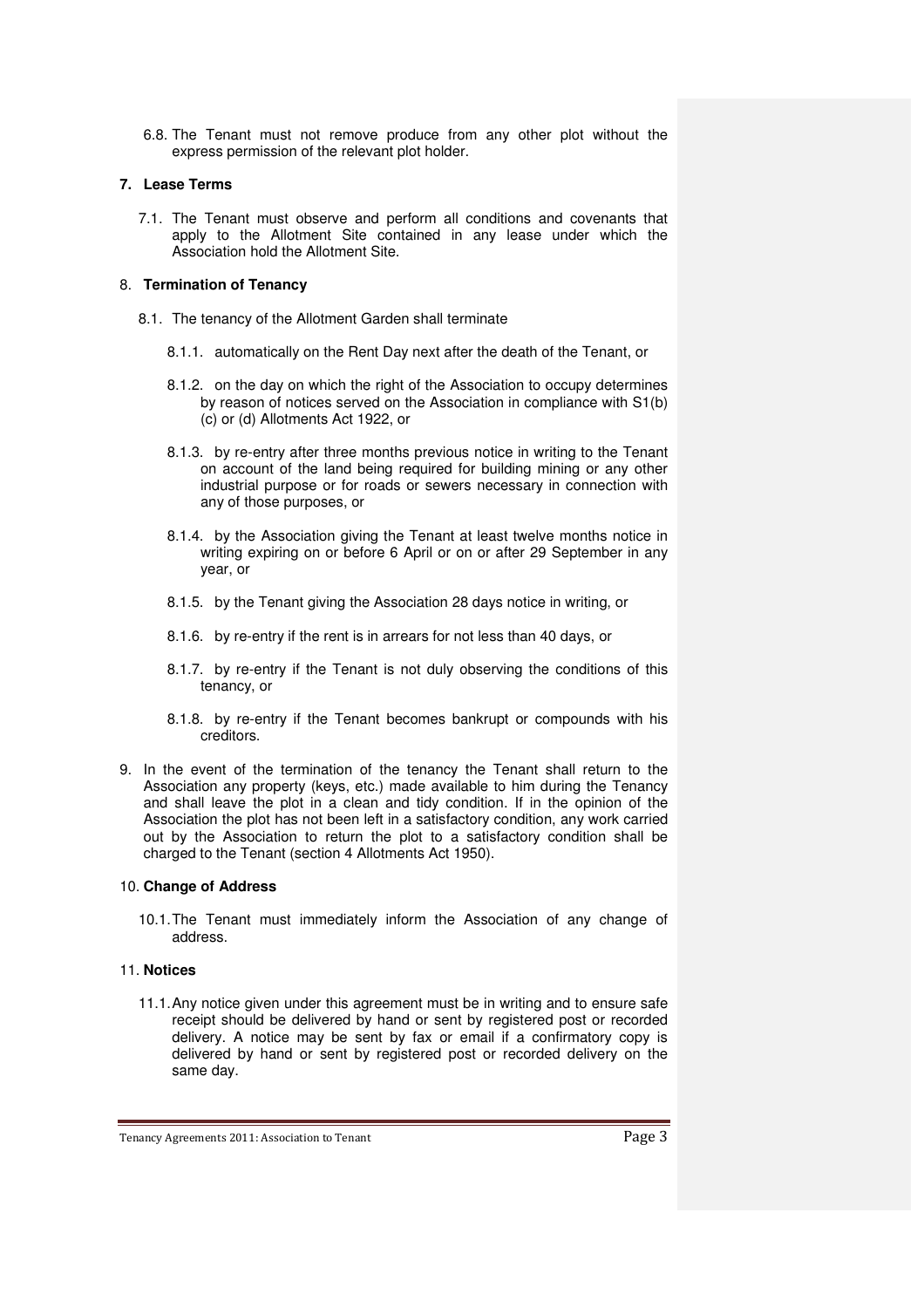6.8. The Tenant must not remove produce from any other plot without the express permission of the relevant plot holder.

## 7. Lease Terms

7.1. The Tenant must observe and perform all conditions and covenants that apply to the Allotment Site contained in any lease under which the Association hold the Allotment Site.

## 8. Termination of Tenancy

8.1. The tenancy of the Allotment Garden shall terminate

8.1.1. automatically on the Rent Day next after the death of the Tenant, or

8.1.2. on the day on which the right of the Association to occupy determines by reason of notices served on the Association in compliance with S1(b) (c) or (d) Allotments Act 1922, or

8.1.3. by re-entry after three months previous notice in writing to the Tenant on account of the land being required for building mining or any other industrial purpose or for roads or sewers necessary in connection with any of those purposes, or

8.1.4. by the Association giving the Tenant at least twelve months notice in writing expiring on or before 6 April or on or after 29 September in any year, or

8.1.5. by the Tenant giving the Association 28 days notice in writing, or

8.1.6. by re-entry if the rent is in arrears for not less than 40 days, or

8.1.7. by re-entry if the Tenant is not duly observing the conditions of this tenancy, or

8.1.8. by re-entry if the Tenant becomes bankrupt or compounds with his creditors.

9. In the event of the termination of the tenancy the Tenant shall return to the Association any property (keys, etc.) made available to him during the Tenancy and shall leave the plot in a clean and tidy condition. If in the opinion of the Association the plot has not been left in a satisfactory condition, any work carried out by the Association to return the plot to a satisfactory condition shall be charged to the Tenant (section 4 Allotments Act 1950).

## 10. Change of Address

10.1. The Tenant must immediately inform the Association of any change of address.

## 11. Notices

11.1. Any notice given under this agreement must be in writing and to ensure safe receipt should be delivered by hand or sent by registered post or recorded delivery. A notice may be sent by fax or email if a confirmatory copy is delivered by hand or sent by registered post or recorded delivery on the same day.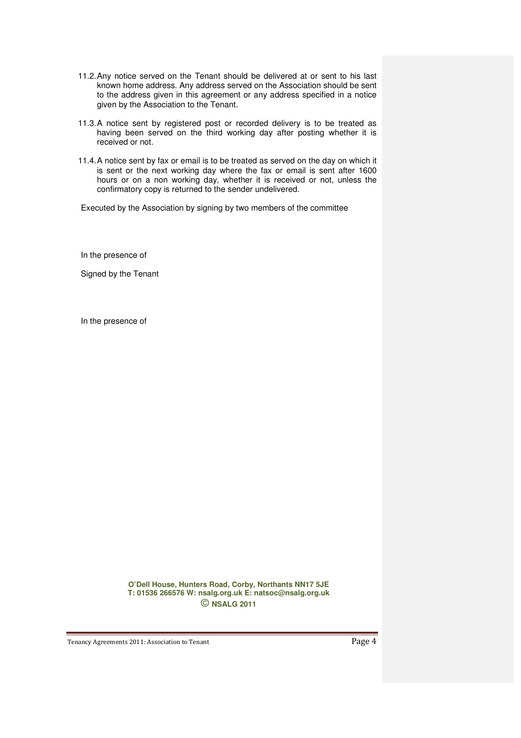11.2. Any notice served on the Tenant should be delivered at or sent to his last known home address. Any address served on the Association should be sent to the address given in this agreement or any address specified in a notice given by the Association to the Tenant.

11.3. A notice sent by registered post or recorded delivery is to be treated as having been served on the third working day after posting whether it is received or not.

11.4. A notice sent by fax or email is to be treated as served on the day on which it is sent or the next working day where the fax or email is sent after 1600 hours or on a non working day, whether it is received or not, unless the confirmatory copy is returned to the sender undelivered.

Executed by the Association by signing by two members of the committee

In the presence of

Signed by the Tenant

In the presence of

**O'Dell House, Hunters Road, Corby, Northants NN17 5JE**
**T: 01536 266576 W: nsalg.org.uk E: natsoc@nsalg.org.uk**
**© NSALG 2011**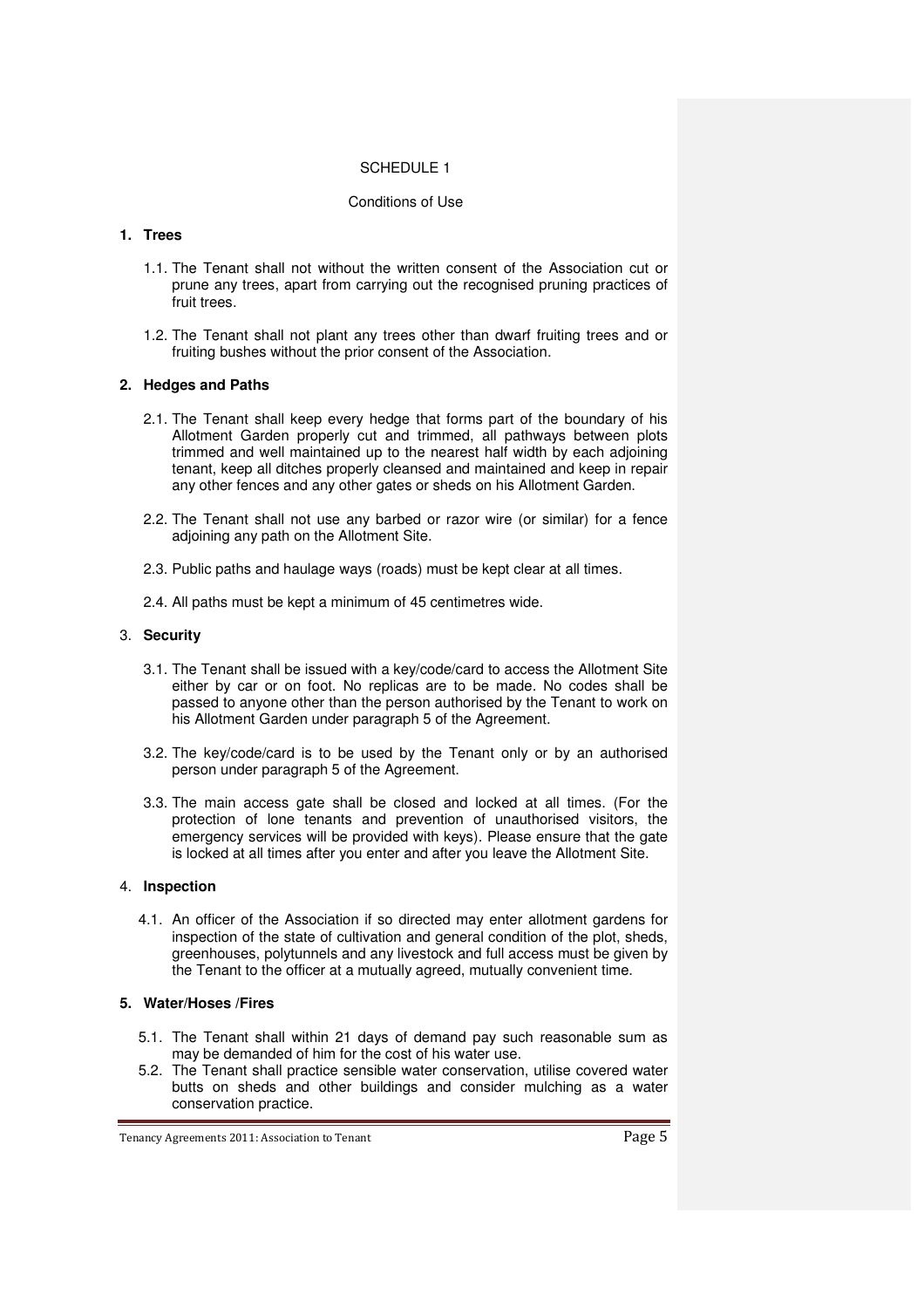# SCHEDULE 1

## Conditions of Use

### 1. Trees

1.1. The Tenant shall not without the written consent of the Association cut or prune any trees, apart from carrying out the recognised pruning practices of fruit trees.

1.2. The Tenant shall not plant any trees other than dwarf fruiting trees and or fruiting bushes without the prior consent of the Association.

### 2. Hedges and Paths

2.1. The Tenant shall keep every hedge that forms part of the boundary of his Allotment Garden properly cut and trimmed, all pathways between plots trimmed and well maintained up to the nearest half width by each adjoining tenant, keep all ditches properly cleansed and maintained and keep in repair any other fences and any other gates or sheds on his Allotment Garden.

2.2. The Tenant shall not use any barbed or razor wire (or similar) for a fence adjoining any path on the Allotment Site.

2.3. Public paths and haulage ways (roads) must be kept clear at all times.

2.4. All paths must be kept a minimum of 45 centimetres wide.

### 3. Security

3.1. The Tenant shall be issued with a key/code/card to access the Allotment Site either by car or on foot. No replicas are to be made. No codes shall be passed to anyone other than the person authorised by the Tenant to work on his Allotment Garden under paragraph 5 of the Agreement.

3.2. The key/code/card is to be used by the Tenant only or by an authorised person under paragraph 5 of the Agreement.

3.3. The main access gate shall be closed and locked at all times. (For the protection of lone tenants and prevention of unauthorised visitors, the emergency services will be provided with keys). Please ensure that the gate is locked at all times after you enter and after you leave the Allotment Site.

### 4. Inspection

4.1. An officer of the Association if so directed may enter allotment gardens for inspection of the state of cultivation and general condition of the plot, sheds, greenhouses, polytunnels and any livestock and full access must be given by the Tenant to the officer at a mutually agreed, mutually convenient time.

### 5. Water/Hoses /Fires

5.1. The Tenant shall within 21 days of demand pay such reasonable sum as may be demanded of him for the cost of his water use.

5.2. The Tenant shall practice sensible water conservation, utilise covered water butts on sheds and other buildings and consider mulching as a water conservation practice.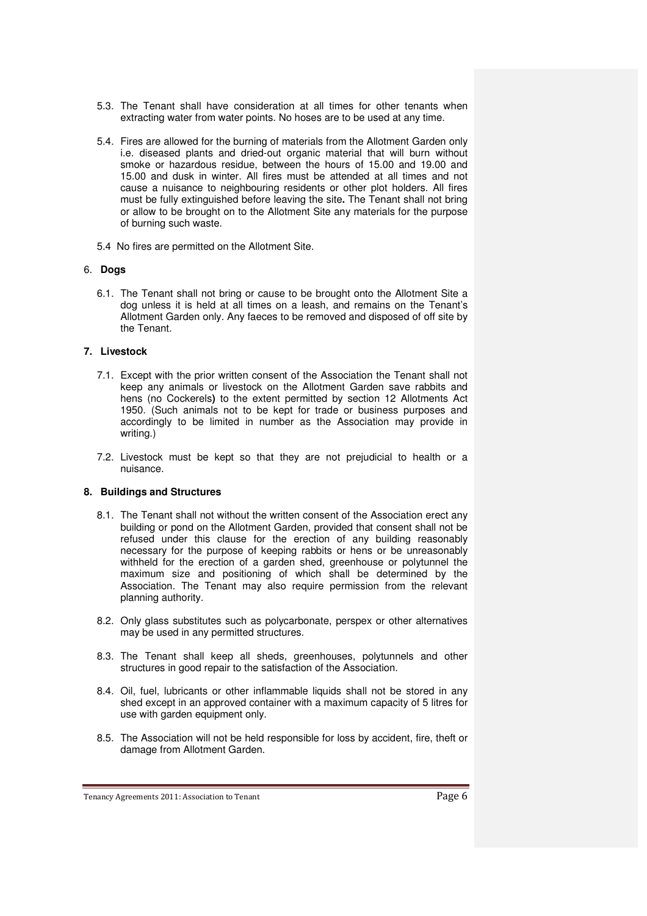5.3. The Tenant shall have consideration at all times for other tenants when extracting water from water points. No hoses are to be used at any time.

5.4. Fires are allowed for the burning of materials from the Allotment Garden only i.e. diseased plants and dried-out organic material that will burn without smoke or hazardous residue, between the hours of 15.00 and 19.00 and 15.00 and dusk in winter. All fires must be attended at all times and not cause a nuisance to neighbouring residents or other plot holders. All fires must be fully extinguished before leaving the site**.** The Tenant shall not bring or allow to be brought on to the Allotment Site any materials for the purpose of burning such waste.

5.4 No fires are permitted on the Allotment Site.

6. **Dogs**

6.1. The Tenant shall not bring or cause to be brought onto the Allotment Site a dog unless it is held at all times on a leash, and remains on the Tenant's Allotment Garden only. Any faeces to be removed and disposed of off site by the Tenant.

**7. Livestock**

7.1. Except with the prior written consent of the Association the Tenant shall not keep any animals or livestock on the Allotment Garden save rabbits and hens (no Cockerels**)** to the extent permitted by section 12 Allotments Act 1950. (Such animals not to be kept for trade or business purposes and accordingly to be limited in number as the Association may provide in writing.)

7.2. Livestock must be kept so that they are not prejudicial to health or a nuisance.

**8. Buildings and Structures**

8.1. The Tenant shall not without the written consent of the Association erect any building or pond on the Allotment Garden, provided that consent shall not be refused under this clause for the erection of any building reasonably necessary for the purpose of keeping rabbits or hens or be unreasonably withheld for the erection of a garden shed, greenhouse or polytunnel the maximum size and positioning of which shall be determined by the Association. The Tenant may also require permission from the relevant planning authority.

8.2. Only glass substitutes such as polycarbonate, perspex or other alternatives may be used in any permitted structures.

8.3. The Tenant shall keep all sheds, greenhouses, polytunnels and other structures in good repair to the satisfaction of the Association.

8.4. Oil, fuel, lubricants or other inflammable liquids shall not be stored in any shed except in an approved container with a maximum capacity of 5 litres for use with garden equipment only.

8.5. The Association will not be held responsible for loss by accident, fire, theft or damage from Allotment Garden.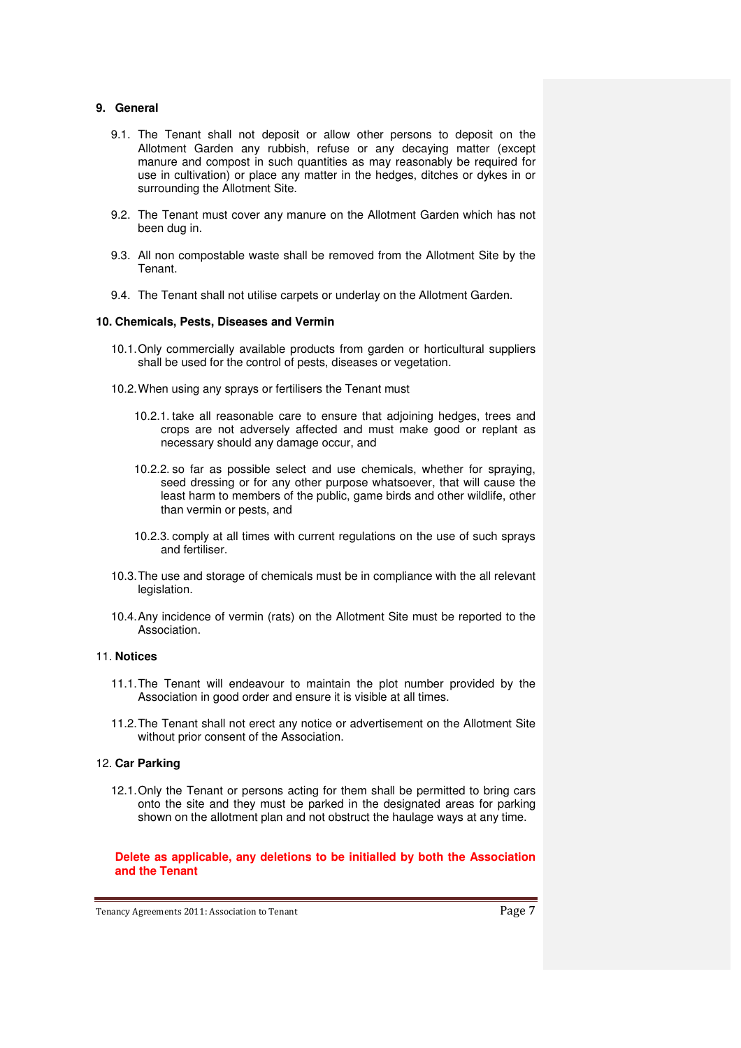## 9. General

9.1. The Tenant shall not deposit or allow other persons to deposit on the Allotment Garden any rubbish, refuse or any decaying matter (except manure and compost in such quantities as may reasonably be required for use in cultivation) or place any matter in the hedges, ditches or dykes in or surrounding the Allotment Site.

9.2. The Tenant must cover any manure on the Allotment Garden which has not been dug in.

9.3. All non compostable waste shall be removed from the Allotment Site by the Tenant.

9.4. The Tenant shall not utilise carpets or underlay on the Allotment Garden.

## 10. Chemicals, Pests, Diseases and Vermin

10.1. Only commercially available products from garden or horticultural suppliers shall be used for the control of pests, diseases or vegetation.

10.2. When using any sprays or fertilisers the Tenant must

10.2.1. take all reasonable care to ensure that adjoining hedges, trees and crops are not adversely affected and must make good or replant as necessary should any damage occur, and

10.2.2. so far as possible select and use chemicals, whether for spraying, seed dressing or for any other purpose whatsoever, that will cause the least harm to members of the public, game birds and other wildlife, other than vermin or pests, and

10.2.3. comply at all times with current regulations on the use of such sprays and fertiliser.

10.3. The use and storage of chemicals must be in compliance with the all relevant legislation.

10.4. Any incidence of vermin (rats) on the Allotment Site must be reported to the Association.

## 11. Notices

11.1. The Tenant will endeavour to maintain the plot number provided by the Association in good order and ensure it is visible at all times.

11.2. The Tenant shall not erect any notice or advertisement on the Allotment Site without prior consent of the Association.

## 12. Car Parking

12.1. Only the Tenant or persons acting for them shall be permitted to bring cars onto the site and they must be parked in the designated areas for parking shown on the allotment plan and not obstruct the haulage ways at any time.

**Delete as applicable, any deletions to be initialled by both the Association and the Tenant**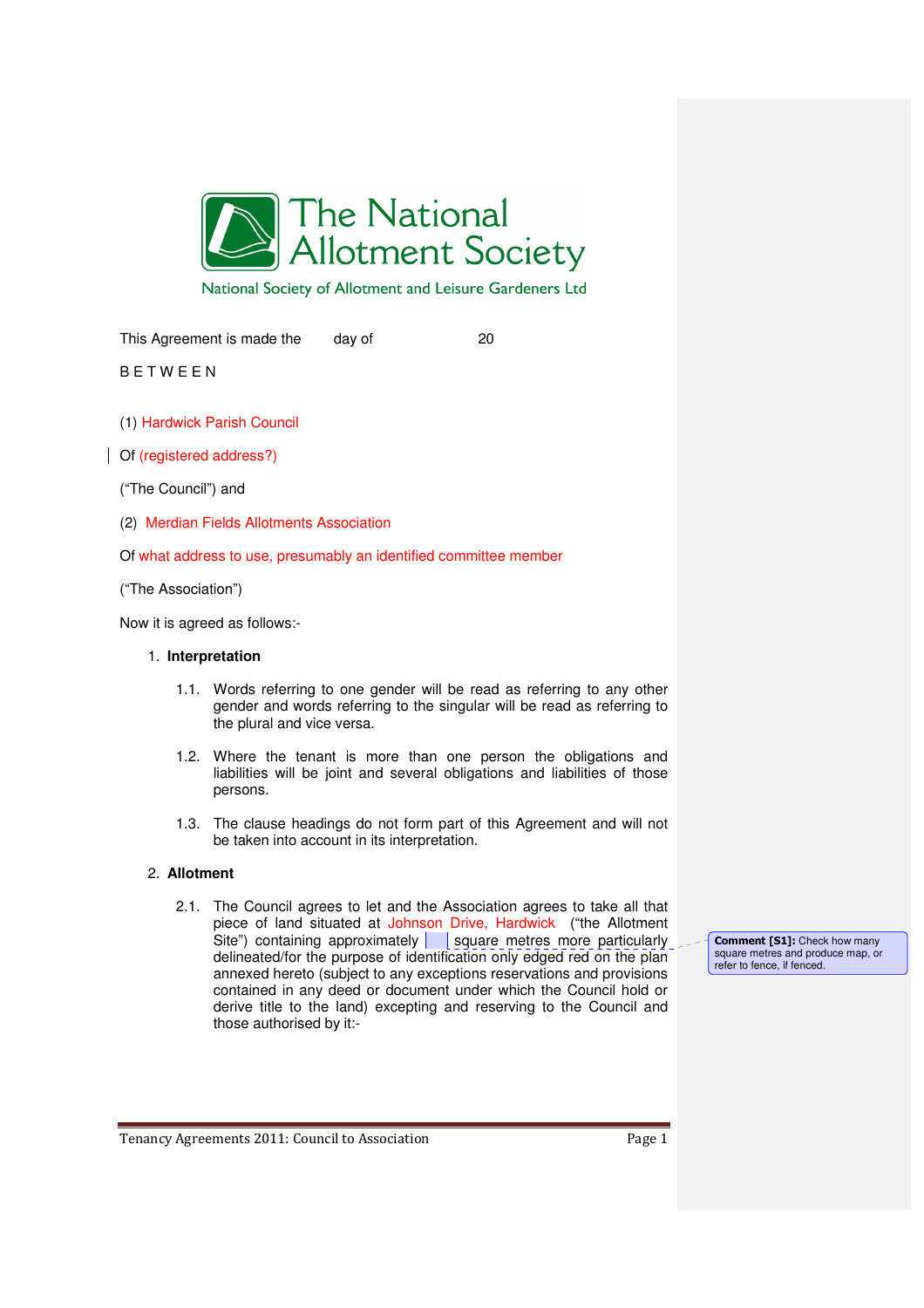The National Allotment Society

National Society of Allotment and Leisure Gardeners Ltd

This Agreement is made the day of 20

B E T W E E N

(1) Hardwick Parish Council

Of (registered address?)

("The Council") and

(2) Merdian Fields Allotments Association

Of what address to use, presumably an identified committee member

("The Association")

Now it is agreed as follows:-

1. **Interpretation**

    1.1. Words referring to one gender will be read as referring to any other gender and words referring to the singular will be read as referring to the plural and vice versa.

    1.2. Where the tenant is more than one person the obligations and liabilities will be joint and several obligations and liabilities of those persons.

    1.3. The clause headings do not form part of this Agreement and will not be taken into account in its interpretation.

2. **Allotment**

    2.1. The Council agrees to let and the Association agrees to take all that piece of land situated at Johnson Drive, Hardwick ("the Allotment Site") containing approximately square metres more particularly delineated/for the purpose of identification only edged red on the plan annexed hereto (subject to any exceptions reservations and provisions contained in any deed or document under which the Council hold or derive title to the land) excepting and reserving to the Council and those authorised by it:-

**Comment [S1]:** Check how many square metres and produce map, or refer to fence, if fenced.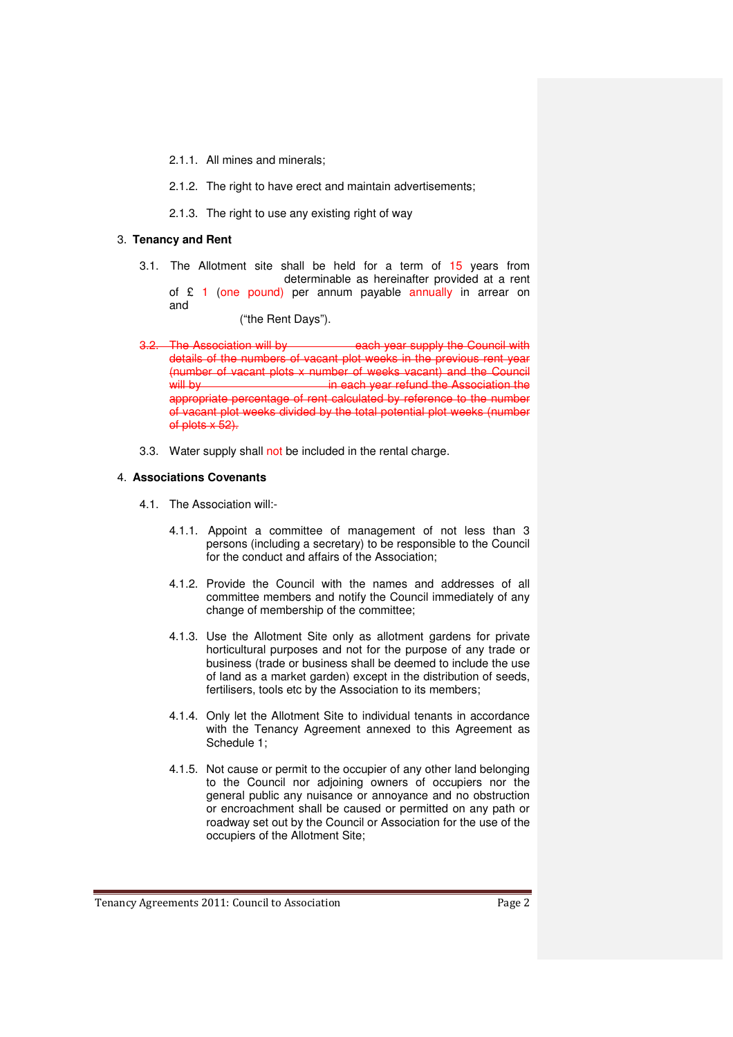2.1.1. All mines and minerals;

2.1.2. The right to have erect and maintain advertisements;

2.1.3. The right to use any existing right of way

3. **Tenancy and Rent**

3.1. The Allotment site shall be held for a term of 15 years from determinable as hereinafter provided at a rent of £ 1 (one pound) per annum payable annually in arrear on and ("the Rent Days").

~~3.2. The Association will by each year supply the Council with details of the numbers of vacant plot weeks in the previous rent year (number of vacant plots x number of weeks vacant) and the Council will by in each year refund the Association the appropriate percentage of rent calculated by reference to the number of vacant plot weeks divided by the total potential plot weeks (number of plots x 52).~~

3.3. Water supply shall not be included in the rental charge.

4. **Associations Covenants**

4.1. The Association will:-

4.1.1. Appoint a committee of management of not less than 3 persons (including a secretary) to be responsible to the Council for the conduct and affairs of the Association;

4.1.2. Provide the Council with the names and addresses of all committee members and notify the Council immediately of any change of membership of the committee;

4.1.3. Use the Allotment Site only as allotment gardens for private horticultural purposes and not for the purpose of any trade or business (trade or business shall be deemed to include the use of land as a market garden) except in the distribution of seeds, fertilisers, tools etc by the Association to its members;

4.1.4. Only let the Allotment Site to individual tenants in accordance with the Tenancy Agreement annexed to this Agreement as Schedule 1;

4.1.5. Not cause or permit to the occupier of any other land belonging to the Council nor adjoining owners of occupiers nor the general public any nuisance or annoyance and no obstruction or encroachment shall be caused or permitted on any path or roadway set out by the Council or Association for the use of the occupiers of the Allotment Site;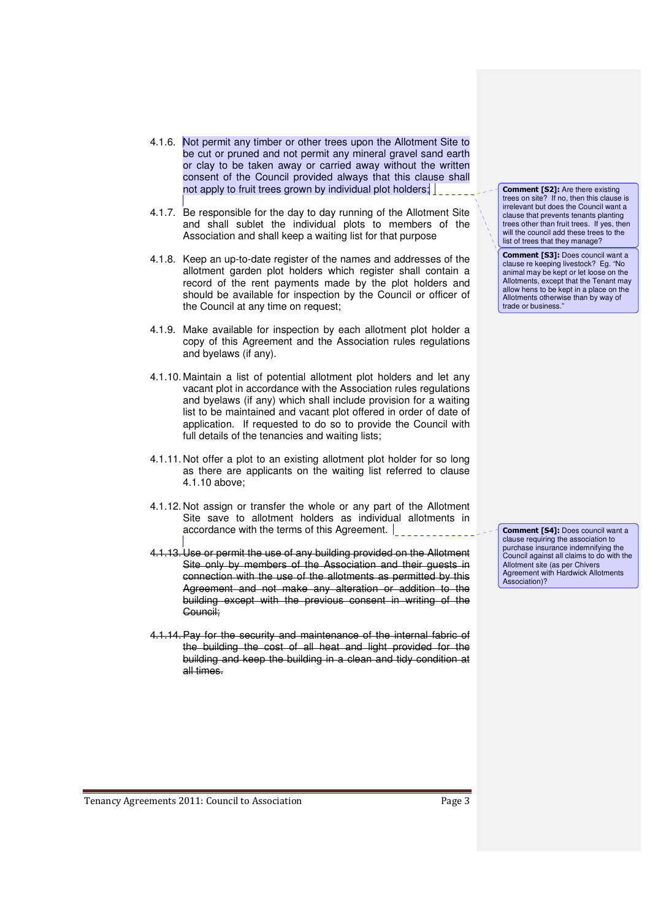4.1.6. Not permit any timber or other trees upon the Allotment Site to be cut or pruned and not permit any mineral gravel sand earth or clay to be taken away or carried away without the written consent of the Council provided always that this clause shall not apply to fruit trees grown by individual plot holders;

4.1.7. Be responsible for the day to day running of the Allotment Site and shall sublet the individual plots to members of the Association and shall keep a waiting list for that purpose

4.1.8. Keep an up-to-date register of the names and addresses of the allotment garden plot holders which register shall contain a record of the rent payments made by the plot holders and should be available for inspection by the Council or officer of the Council at any time on request;

4.1.9. Make available for inspection by each allotment plot holder a copy of this Agreement and the Association rules regulations and byelaws (if any).

4.1.10. Maintain a list of potential allotment plot holders and let any vacant plot in accordance with the Association rules regulations and byelaws (if any) which shall include provision for a waiting list to be maintained and vacant plot offered in order of date of application. If requested to do so to provide the Council with full details of the tenancies and waiting lists;

4.1.11. Not offer a plot to an existing allotment plot holder for so long as there are applicants on the waiting list referred to clause 4.1.10 above;

4.1.12. Not assign or transfer the whole or any part of the Allotment Site save to allotment holders as individual allotments in accordance with the terms of this Agreement.

~~4.1.13. Use or permit the use of any building provided on the Allotment Site only by members of the Association and their guests in connection with the use of the allotments as permitted by this Agreement and not make any alteration or addition to the building except with the previous consent in writing of the Council;~~

~~4.1.14. Pay for the security and maintenance of the internal fabric of the building the cost of all heat and light provided for the building and keep the building in a clean and tidy condition at all times.~~

**Comment [S2]:** Are there existing trees on site? If no, then this clause is irrelevant but does the Council want a clause that prevents tenants planting trees other than fruit trees. If yes, then will the council add these trees to the list of trees that they manage?

**Comment [S3]:** Does council want a clause re keeping livestock? Eg. "No animal may be kept or let loose on the Allotments, except that the Tenant may allow hens to be kept in a place on the Allotments otherwise than by way of trade or business."

**Comment [S4]:** Does council want a clause requiring the association to purchase insurance indemnifying the Council against all claims to do with the Allotment site (as per Chivers Agreement with Hardwick Allotments Association)?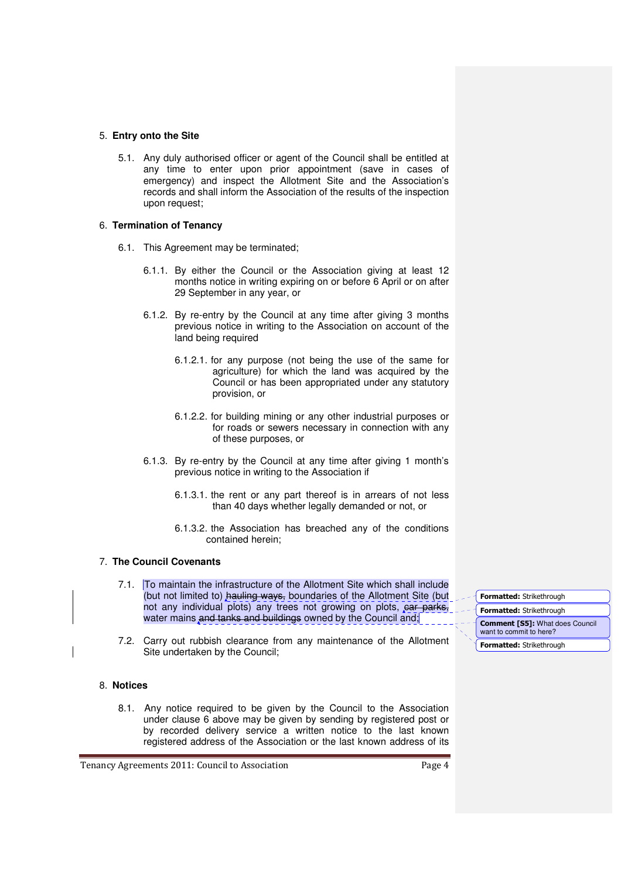5. **Entry onto the Site**

   5.1. Any duly authorised officer or agent of the Council shall be entitled at any time to enter upon prior appointment (save in cases of emergency) and inspect the Allotment Site and the Association's records and shall inform the Association of the results of the inspection upon request;

6. **Termination of Tenancy**

   6.1. This Agreement may be terminated;

   6.1.1. By either the Council or the Association giving at least 12 months notice in writing expiring on or before 6 April or on after 29 September in any year, or

   6.1.2. By re-entry by the Council at any time after giving 3 months previous notice in writing to the Association on account of the land being required

   6.1.2.1. for any purpose (not being the use of the same for agriculture) for which the land was acquired by the Council or has been appropriated under any statutory provision, or

   6.1.2.2. for building mining or any other industrial purposes or for roads or sewers necessary in connection with any of these purposes, or

   6.1.3. By re-entry by the Council at any time after giving 1 month's previous notice in writing to the Association if

   6.1.3.1. the rent or any part thereof is in arrears of not less than 40 days whether legally demanded or not, or

   6.1.3.2. the Association has breached any of the conditions contained herein;

7. **The Council Covenants**

   7.1. To maintain the infrastructure of the Allotment Site which shall include (but not limited to) ~~hauling ways,~~ boundaries of the Allotment Site (but not any individual plots) any trees not growing on plots, ~~car parks,~~ water mains ~~and tanks and buildings~~ owned by the Council and;

   7.2. Carry out rubbish clearance from any maintenance of the Allotment Site undertaken by the Council;

Formatted: Strikethrough

Formatted: Strikethrough

Comment [S5]: What does Council want to commit to here?

Formatted: Strikethrough

8. **Notices**

   8.1. Any notice required to be given by the Council to the Association under clause 6 above may be given by sending by registered post or by recorded delivery service a written notice to the last known registered address of the Association or the last known address of its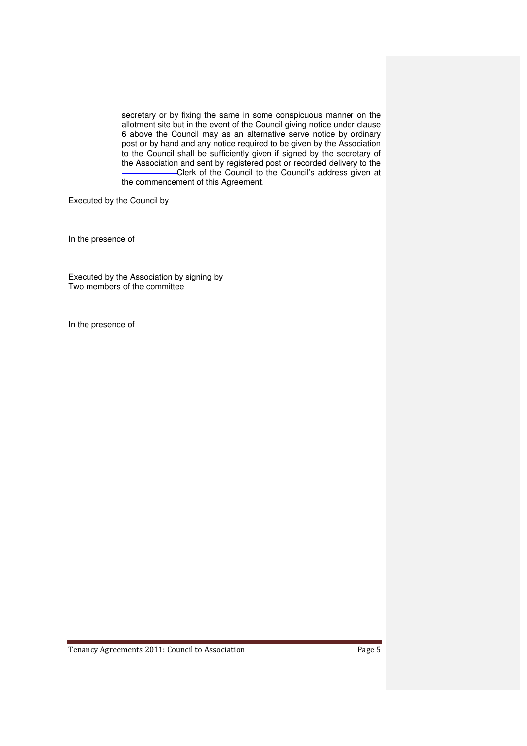secretary or by fixing the same in some conspicuous manner on the allotment site but in the event of the Council giving notice under clause 6 above the Council may as an alternative serve notice by ordinary post or by hand and any notice required to be given by the Association to the Council shall be sufficiently given if signed by the secretary of the Association and sent by registered post or recorded delivery to the Clerk of the Council to the Council's address given at the commencement of this Agreement.

Executed by the Council by

In the presence of

Executed by the Association by signing by
Two members of the committee

In the presence of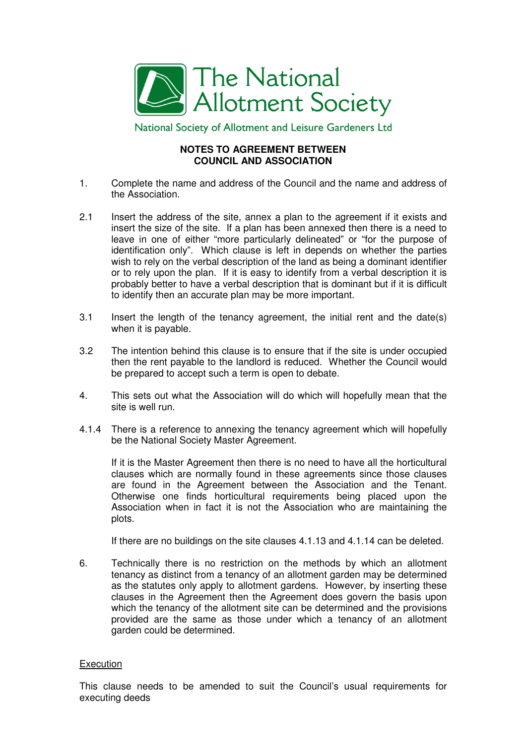The National Allotment Society

National Society of Allotment and Leisure Gardeners Ltd

**NOTES TO AGREEMENT BETWEEN COUNCIL AND ASSOCIATION**

1. Complete the name and address of the Council and the name and address of the Association.

2.1 Insert the address of the site, annex a plan to the agreement if it exists and insert the size of the site. If a plan has been annexed then there is a need to leave in one of either "more particularly delineated" or "for the purpose of identification only". Which clause is left in depends on whether the parties wish to rely on the verbal description of the land as being a dominant identifier or to rely upon the plan. If it is easy to identify from a verbal description it is probably better to have a verbal description that is dominant but if it is difficult to identify then an accurate plan may be more important.

3.1 Insert the length of the tenancy agreement, the initial rent and the date(s) when it is payable.

3.2 The intention behind this clause is to ensure that if the site is under occupied then the rent payable to the landlord is reduced. Whether the Council would be prepared to accept such a term is open to debate.

4. This sets out what the Association will do which will hopefully mean that the site is well run.

4.1.4 There is a reference to annexing the tenancy agreement which will hopefully be the National Society Master Agreement.

If it is the Master Agreement then there is no need to have all the horticultural clauses which are normally found in these agreements since those clauses are found in the Agreement between the Association and the Tenant. Otherwise one finds horticultural requirements being placed upon the Association when in fact it is not the Association who are maintaining the plots.

If there are no buildings on the site clauses 4.1.13 and 4.1.14 can be deleted.

6. Technically there is no restriction on the methods by which an allotment tenancy as distinct from a tenancy of an allotment garden may be determined as the statutes only apply to allotment gardens. However, by inserting these clauses in the Agreement then the Agreement does govern the basis upon which the tenancy of the allotment site can be determined and the provisions provided are the same as those under which a tenancy of an allotment garden could be determined.

<u>Execution</u>

This clause needs to be amended to suit the Council's usual requirements for executing deeds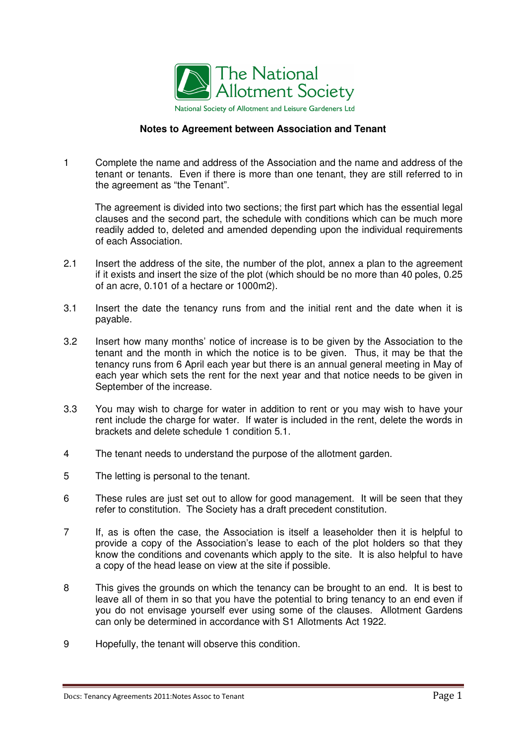The National Allotment Society

National Society of Allotment and Leisure Gardeners Ltd

## Notes to Agreement between Association and Tenant

1 Complete the name and address of the Association and the name and address of the tenant or tenants. Even if there is more than one tenant, they are still referred to in the agreement as "the Tenant".

The agreement is divided into two sections; the first part which has the essential legal clauses and the second part, the schedule with conditions which can be much more readily added to, deleted and amended depending upon the individual requirements of each Association.

2.1 Insert the address of the site, the number of the plot, annex a plan to the agreement if it exists and insert the size of the plot (which should be no more than 40 poles, 0.25 of an acre, 0.101 of a hectare or 1000m2).

3.1 Insert the date the tenancy runs from and the initial rent and the date when it is payable.

3.2 Insert how many months' notice of increase is to be given by the Association to the tenant and the month in which the notice is to be given. Thus, it may be that the tenancy runs from 6 April each year but there is an annual general meeting in May of each year which sets the rent for the next year and that notice needs to be given in September of the increase.

3.3 You may wish to charge for water in addition to rent or you may wish to have your rent include the charge for water. If water is included in the rent, delete the words in brackets and delete schedule 1 condition 5.1.

4 The tenant needs to understand the purpose of the allotment garden.

5 The letting is personal to the tenant.

6 These rules are just set out to allow for good management. It will be seen that they refer to constitution. The Society has a draft precedent constitution.

7 If, as is often the case, the Association is itself a leaseholder then it is helpful to provide a copy of the Association's lease to each of the plot holders so that they know the conditions and covenants which apply to the site. It is also helpful to have a copy of the head lease on view at the site if possible.

8 This gives the grounds on which the tenancy can be brought to an end. It is best to leave all of them in so that you have the potential to bring tenancy to an end even if you do not envisage yourself ever using some of the clauses. Allotment Gardens can only be determined in accordance with S1 Allotments Act 1922.

9 Hopefully, the tenant will observe this condition.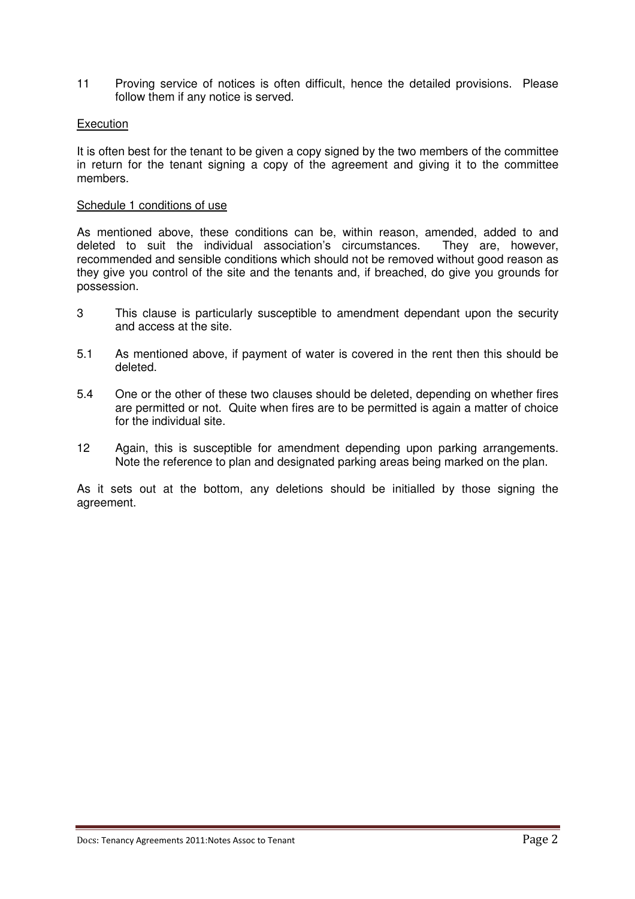11 Proving service of notices is often difficult, hence the detailed provisions. Please follow them if any notice is served.

Execution

It is often best for the tenant to be given a copy signed by the two members of the committee in return for the tenant signing a copy of the agreement and giving it to the committee members.

Schedule 1 conditions of use

As mentioned above, these conditions can be, within reason, amended, added to and deleted to suit the individual association's circumstances. They are, however, recommended and sensible conditions which should not be removed without good reason as they give you control of the site and the tenants and, if breached, do give you grounds for possession.

3 This clause is particularly susceptible to amendment dependant upon the security and access at the site.

5.1 As mentioned above, if payment of water is covered in the rent then this should be deleted.

5.4 One or the other of these two clauses should be deleted, depending on whether fires are permitted or not. Quite when fires are to be permitted is again a matter of choice for the individual site.

12 Again, this is susceptible for amendment depending upon parking arrangements. Note the reference to plan and designated parking areas being marked on the plan.

As it sets out at the bottom, any deletions should be initialled by those signing the agreement.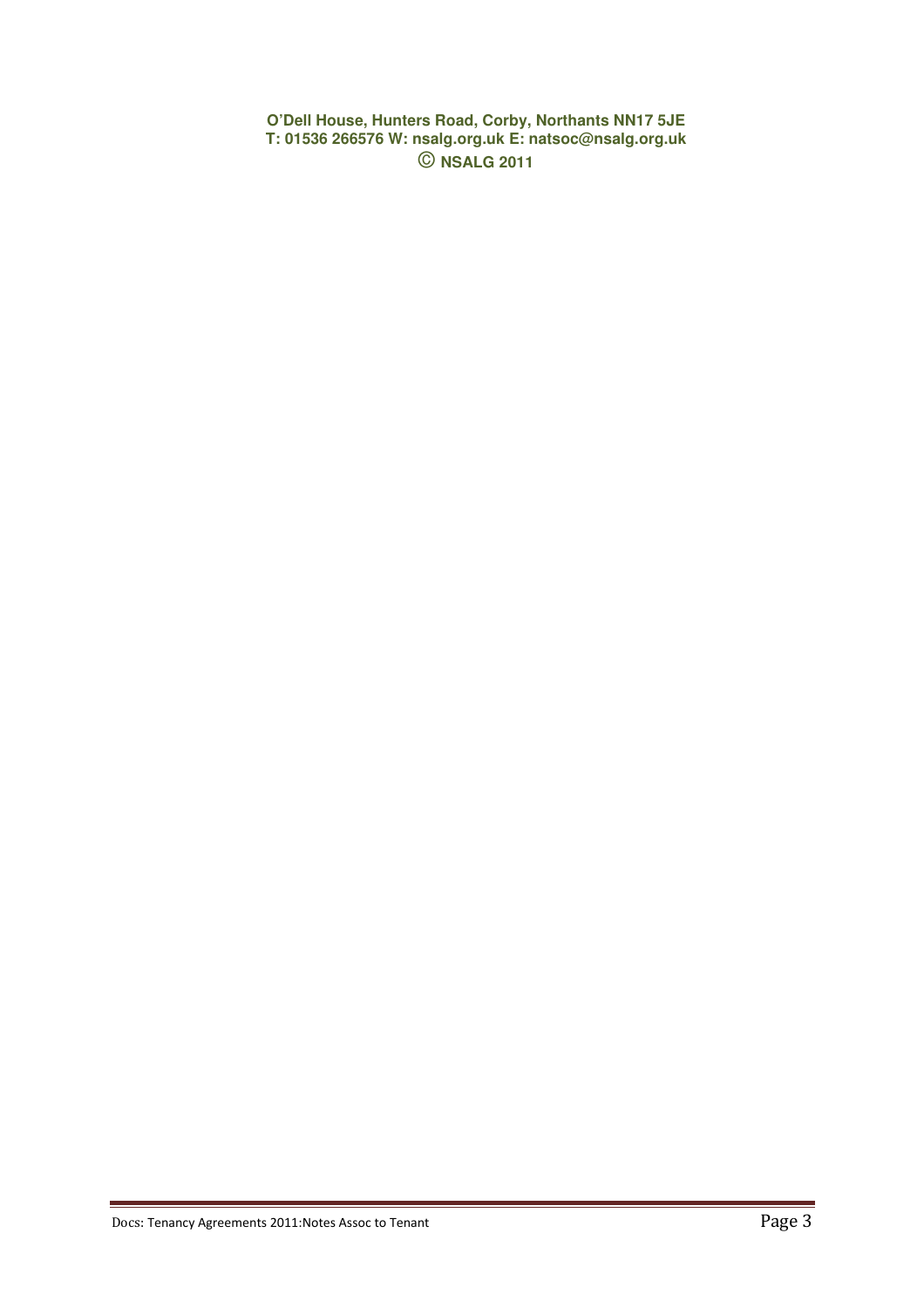**O'Dell House, Hunters Road, Corby, Northants NN17 5JE**
**T: 01536 266576 W: nsalg.org.uk E: natsoc@nsalg.org.uk**
**© NSALG 2011**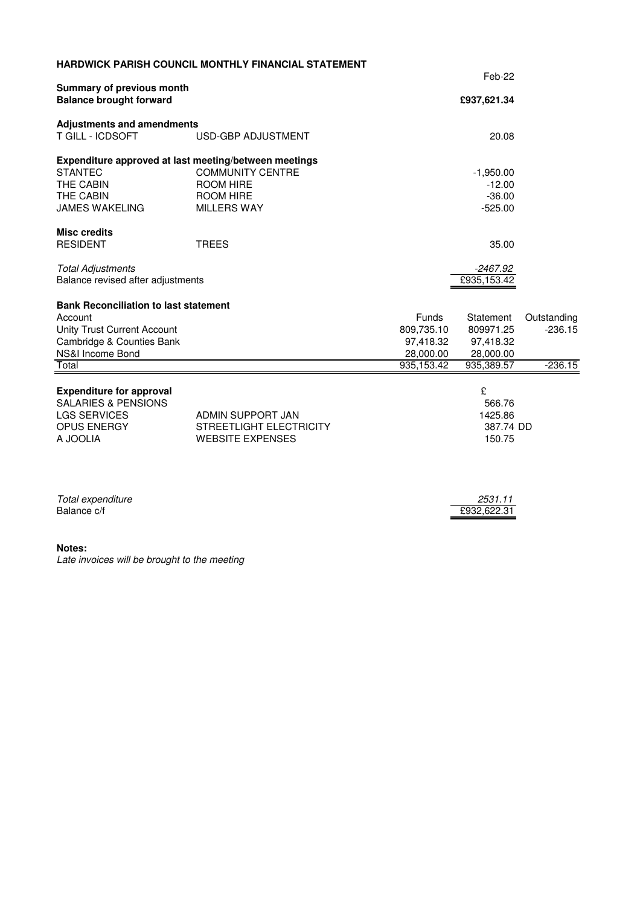**HARDWICK PARISH COUNCIL MONTHLY FINANCIAL STATEMENT**

Feb-22

**Summary of previous month**

| | | |
|---|---|---|
| **Balance brought forward** | | **£937,621.34** |
| **Adjustments and amendments** | | |
| T GILL - ICDSOFT | USD-GBP ADJUSTMENT | 20.08 |
| **Expenditure approved at last meeting/between meetings** | | |
| STANTEC | COMMUNITY CENTRE | -1,950.00 |
| THE CABIN | ROOM HIRE | -12.00 |
| THE CABIN | ROOM HIRE | -36.00 |
| JAMES WAKELING | MILLERS WAY | -525.00 |
| **Misc credits** | | |
| RESIDENT | TREES | 35.00 |
| *Total Adjustments* | | *-2467.92* |
| Balance revised after adjustments | | £935,153.42 |

**Bank Reconciliation to last statement**

| Account | Funds | Statement | Outstanding |
|---|---|---|---|
| Unity Trust Current Account | 809,735.10 | 809971.25 | -236.15 |
| Cambridge & Counties Bank | 97,418.32 | 97,418.32 | |
| NS&I Income Bond | 28,000.00 | 28,000.00 | |
| Total | 935,153.42 | 935,389.57 | -236.15 |

| **Expenditure for approval** | | £ |
|---|---|---|
| SALARIES & PENSIONS | | 566.76 |
| LGS SERVICES | ADMIN SUPPORT JAN | 1425.86 |
| OPUS ENERGY | STREETLIGHT ELECTRICITY | 387.74 DD |
| A JOOLIA | WEBSITE EXPENSES | 150.75 |
| *Total expenditure* | | *2531.11* |
| Balance c/f | | £932,622.31 |

**Notes:**

*Late invoices will be brought to the meeting*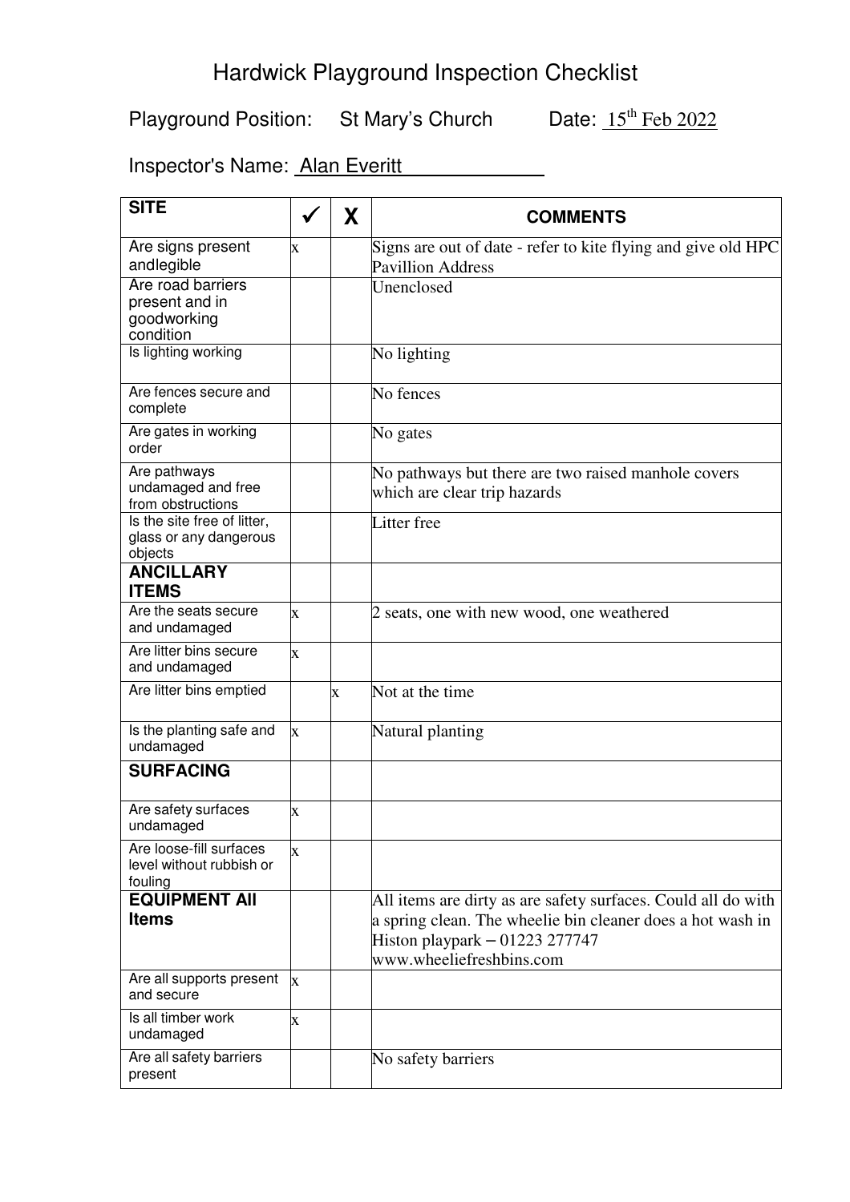# Hardwick Playground Inspection Checklist

Playground Position: St Mary's Church Date: 15th Feb 2022

Inspector's Name: Alan Everitt

| SITE | ✓ | X | COMMENTS |
|---|---|---|---|
| Are signs present andlegible | x | | Signs are out of date - refer to kite flying and give old HPC Pavillion Address |
| Are road barriers present and in goodworking condition | | | Unenclosed |
| Is lighting working | | | No lighting |
| Are fences secure and complete | | | No fences |
| Are gates in working order | | | No gates |
| Are pathways undamaged and free from obstructions | | | No pathways but there are two raised manhole covers which are clear trip hazards |
| Is the site free of litter, glass or any dangerous objects | | | Litter free |
| **ANCILLARY ITEMS** | | | |
| Are the seats secure and undamaged | x | | 2 seats, one with new wood, one weathered |
| Are litter bins secure and undamaged | x | | |
| Are litter bins emptied | | x | Not at the time |
| Is the planting safe and undamaged | x | | Natural planting |
| **SURFACING** | | | |
| Are safety surfaces undamaged | x | | |
| Are loose-fill surfaces level without rubbish or fouling | x | | |
| **EQUIPMENT All Items** | | | All items are dirty as are safety surfaces. Could all do with a spring clean. The wheelie bin cleaner does a hot wash in Histon playpark – 01223 277747 www.wheeliefreshbins.com |
| Are all supports present and secure | x | | |
| Is all timber work undamaged | x | | |
| Are all safety barriers present | | | No safety barriers |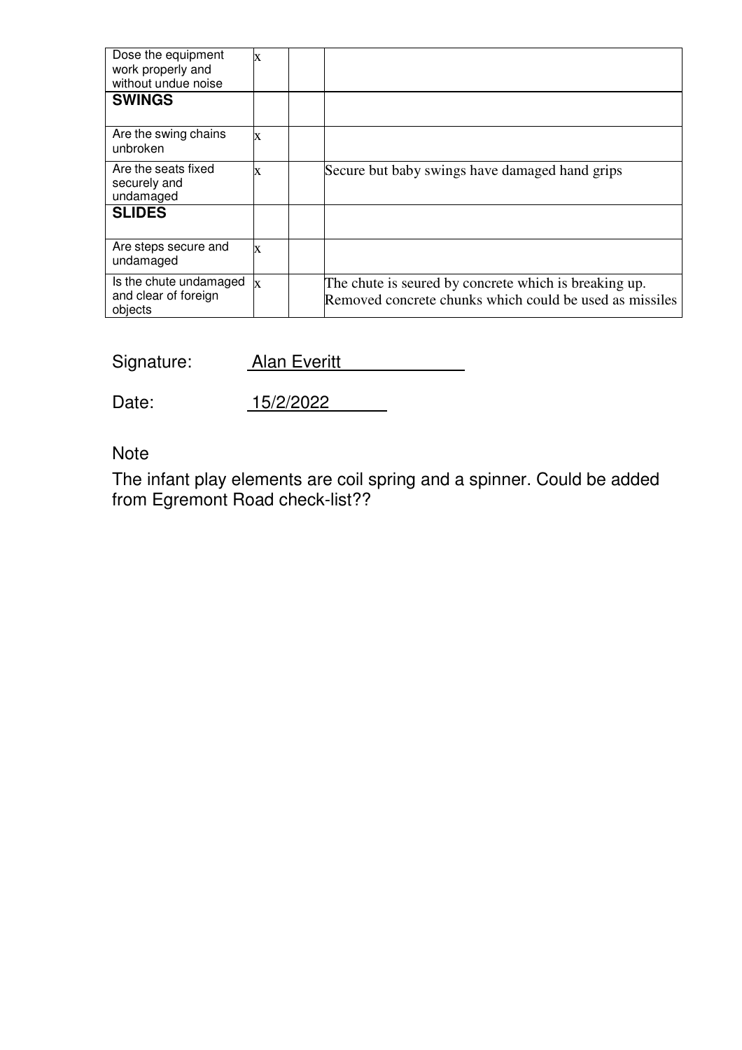| | | | |
|---|---|---|---|
| Dose the equipment work properly and without undue noise | x | | |
| **SWINGS** | | | |
| Are the swing chains unbroken | x | | |
| Are the seats fixed securely and undamaged | x | | Secure but baby swings have damaged hand grips |
| **SLIDES** | | | |
| Are steps secure and undamaged | x | | |
| Is the chute undamaged and clear of foreign objects | x | | The chute is seured by concrete which is breaking up. Removed concrete chunks which could be used as missiles |

Signature: Alan Everitt

Date: 15/2/2022

Note

The infant play elements are coil spring and a spinner. Could be added from Egremont Road check-list??